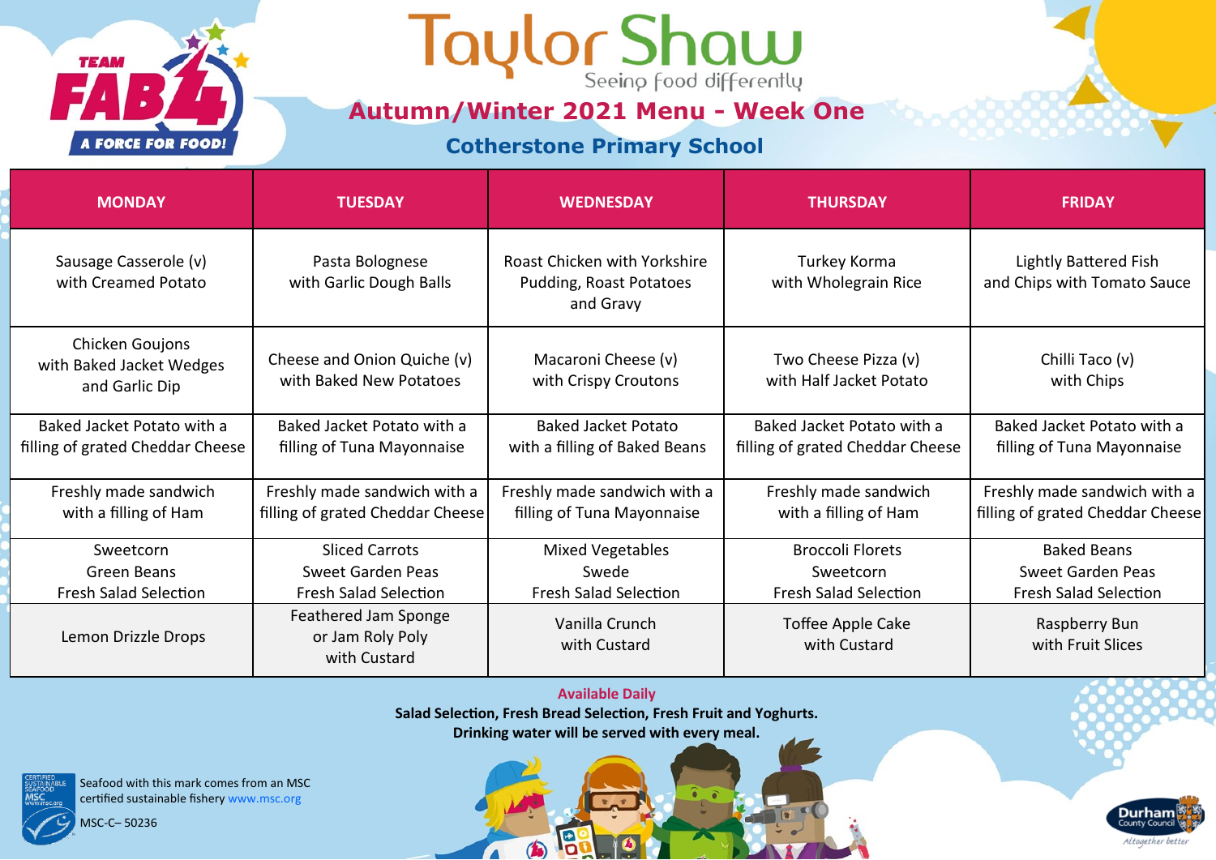TEAM FAB 4 A FORCE FOR FOOD!

# Taylor Shaw

Seeing food differently

## Autumn/Winter 2021 Menu - Week One

### Cotherstone Primary School

| MONDAY | TUESDAY | WEDNESDAY | THURSDAY | FRIDAY |
|---|---|---|---|---|
| Sausage Casserole (v) with Creamed Potato | Pasta Bolognese with Garlic Dough Balls | Roast Chicken with Yorkshire Pudding, Roast Potatoes and Gravy | Turkey Korma with Wholegrain Rice | Lightly Battered Fish and Chips with Tomato Sauce |
| Chicken Goujons with Baked Jacket Wedges and Garlic Dip | Cheese and Onion Quiche (v) with Baked New Potatoes | Macaroni Cheese (v) with Crispy Croutons | Two Cheese Pizza (v) with Half Jacket Potato | Chilli Taco (v) with Chips |
| Baked Jacket Potato with a filling of grated Cheddar Cheese | Baked Jacket Potato with a filling of Tuna Mayonnaise | Baked Jacket Potato with a filling of Baked Beans | Baked Jacket Potato with a filling of grated Cheddar Cheese | Baked Jacket Potato with a filling of Tuna Mayonnaise |
| Freshly made sandwich with a filling of Ham | Freshly made sandwich with a filling of grated Cheddar Cheese | Freshly made sandwich with a filling of Tuna Mayonnaise | Freshly made sandwich with a filling of Ham | Freshly made sandwich with a filling of grated Cheddar Cheese |
| Sweetcorn<br>Green Beans<br>Fresh Salad Selection | Sliced Carrots<br>Sweet Garden Peas<br>Fresh Salad Selection | Mixed Vegetables<br>Swede<br>Fresh Salad Selection | Broccoli Florets<br>Sweetcorn<br>Fresh Salad Selection | Baked Beans<br>Sweet Garden Peas<br>Fresh Salad Selection |
| Lemon Drizzle Drops | Feathered Jam Sponge or Jam Roly Poly with Custard | Vanilla Crunch with Custard | Toffee Apple Cake with Custard | Raspberry Bun with Fruit Slices |

**Available Daily**

**Salad Selection, Fresh Bread Selection, Fresh Fruit and Yoghurts.**

**Drinking water will be served with every meal.**

Seafood with this mark comes from an MSC certified sustainable fishery www.msc.org

MSC-C– 50236

Durham County Council
Altogether better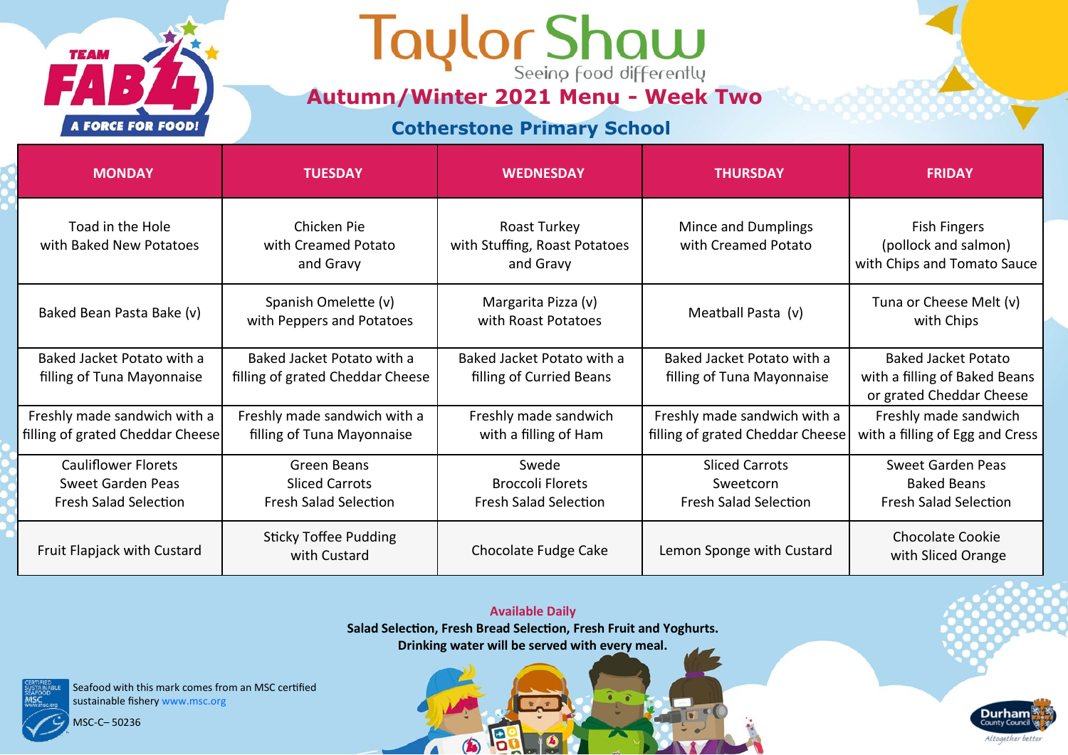TEAM FAB 4 A FORCE FOR FOOD!

# Taylor Shaw

Seeing food differently

## Autumn/Winter 2021 Menu - Week Two

### Cotherstone Primary School

| MONDAY | TUESDAY | WEDNESDAY | THURSDAY | FRIDAY |
|---|---|---|---|---|
| Toad in the Hole with Baked New Potatoes | Chicken Pie with Creamed Potato and Gravy | Roast Turkey with Stuffing, Roast Potatoes and Gravy | Mince and Dumplings with Creamed Potato | Fish Fingers (pollock and salmon) with Chips and Tomato Sauce |
| Baked Bean Pasta Bake (v) | Spanish Omelette (v) with Peppers and Potatoes | Margarita Pizza (v) with Roast Potatoes | Meatball Pasta (v) | Tuna or Cheese Melt (v) with Chips |
| Baked Jacket Potato with a filling of Tuna Mayonnaise | Baked Jacket Potato with a filling of grated Cheddar Cheese | Baked Jacket Potato with a filling of Curried Beans | Baked Jacket Potato with a filling of Tuna Mayonnaise | Baked Jacket Potato with a filling of Baked Beans or grated Cheddar Cheese |
| Freshly made sandwich with a filling of grated Cheddar Cheese | Freshly made sandwich with a filling of Tuna Mayonnaise | Freshly made sandwich with a filling of Ham | Freshly made sandwich with a filling of grated Cheddar Cheese | Freshly made sandwich with a filling of Egg and Cress |
| Cauliflower Florets Sweet Garden Peas Fresh Salad Selection | Green Beans Sliced Carrots Fresh Salad Selection | Swede Broccoli Florets Fresh Salad Selection | Sliced Carrots Sweetcorn Fresh Salad Selection | Sweet Garden Peas Baked Beans Fresh Salad Selection |
| Fruit Flapjack with Custard | Sticky Toffee Pudding with Custard | Chocolate Fudge Cake | Lemon Sponge with Custard | Chocolate Cookie with Sliced Orange |

**Available Daily**

**Salad Selection, Fresh Bread Selection, Fresh Fruit and Yoghurts.**
**Drinking water will be served with every meal.**

Seafood with this mark comes from an MSC certified sustainable fishery www.msc.org

MSC-C– 50236

Durham County Council — Altogether better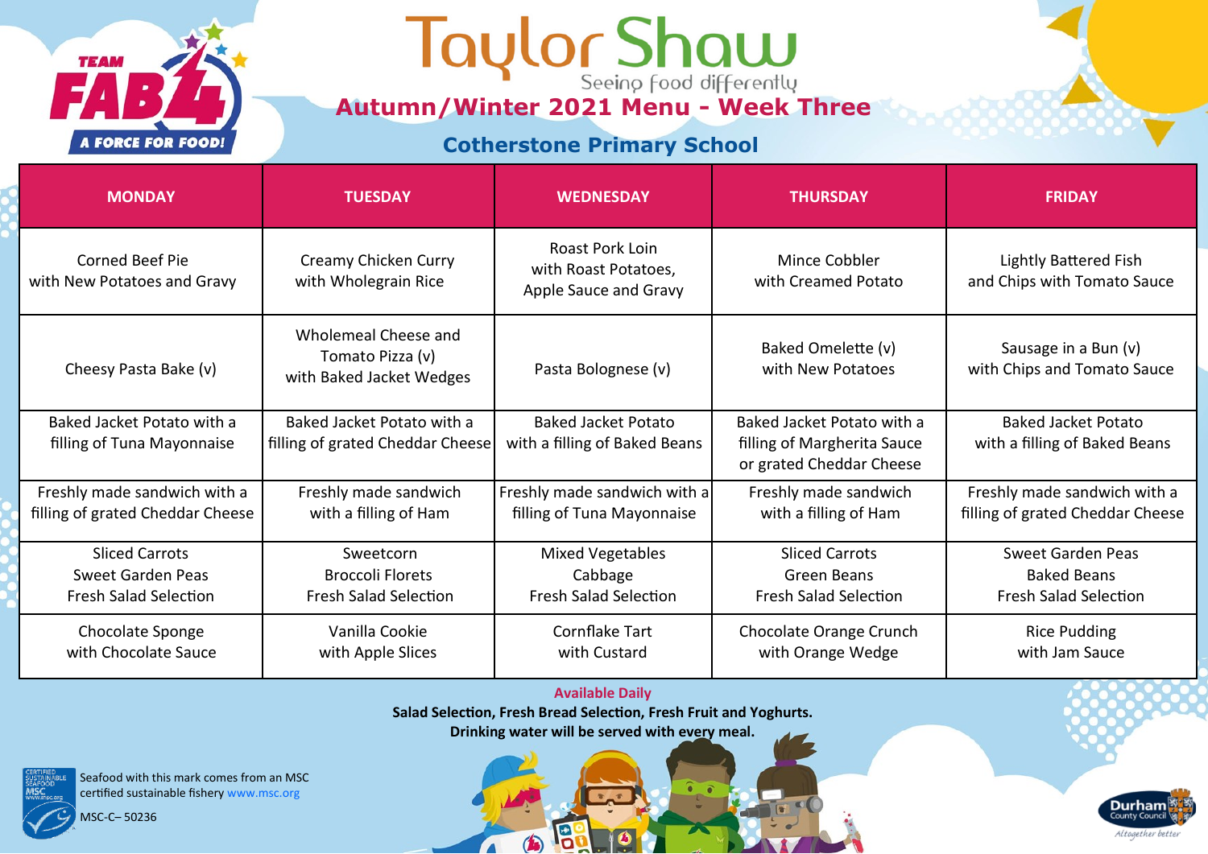# Taylor Shaw

Seeing food differently

## Autumn/Winter 2021 Menu - Week Three

### Cotherstone Primary School

| MONDAY | TUESDAY | WEDNESDAY | THURSDAY | FRIDAY |
|---|---|---|---|---|
| Corned Beef Pie with New Potatoes and Gravy | Creamy Chicken Curry with Wholegrain Rice | Roast Pork Loin with Roast Potatoes, Apple Sauce and Gravy | Mince Cobbler with Creamed Potato | Lightly Battered Fish and Chips with Tomato Sauce |
| Cheesy Pasta Bake (v) | Wholemeal Cheese and Tomato Pizza (v) with Baked Jacket Wedges | Pasta Bolognese (v) | Baked Omelette (v) with New Potatoes | Sausage in a Bun (v) with Chips and Tomato Sauce |
| Baked Jacket Potato with a filling of Tuna Mayonnaise | Baked Jacket Potato with a filling of grated Cheddar Cheese | Baked Jacket Potato with a filling of Baked Beans | Baked Jacket Potato with a filling of Margherita Sauce or grated Cheddar Cheese | Baked Jacket Potato with a filling of Baked Beans |
| Freshly made sandwich with a filling of grated Cheddar Cheese | Freshly made sandwich with a filling of Ham | Freshly made sandwich with a filling of Tuna Mayonnaise | Freshly made sandwich with a filling of Ham | Freshly made sandwich with a filling of grated Cheddar Cheese |
| Sliced Carrots, Sweet Garden Peas, Fresh Salad Selection | Sweetcorn, Broccoli Florets, Fresh Salad Selection | Mixed Vegetables, Cabbage, Fresh Salad Selection | Sliced Carrots, Green Beans, Fresh Salad Selection | Sweet Garden Peas, Baked Beans, Fresh Salad Selection |
| Chocolate Sponge with Chocolate Sauce | Vanilla Cookie with Apple Slices | Cornflake Tart with Custard | Chocolate Orange Crunch with Orange Wedge | Rice Pudding with Jam Sauce |

**Available Daily**

**Salad Selection, Fresh Bread Selection, Fresh Fruit and Yoghurts.**

**Drinking water will be served with every meal.**

Seafood with this mark comes from an MSC certified sustainable fishery www.msc.org

MSC-C– 50236

Durham County Council — Altogether better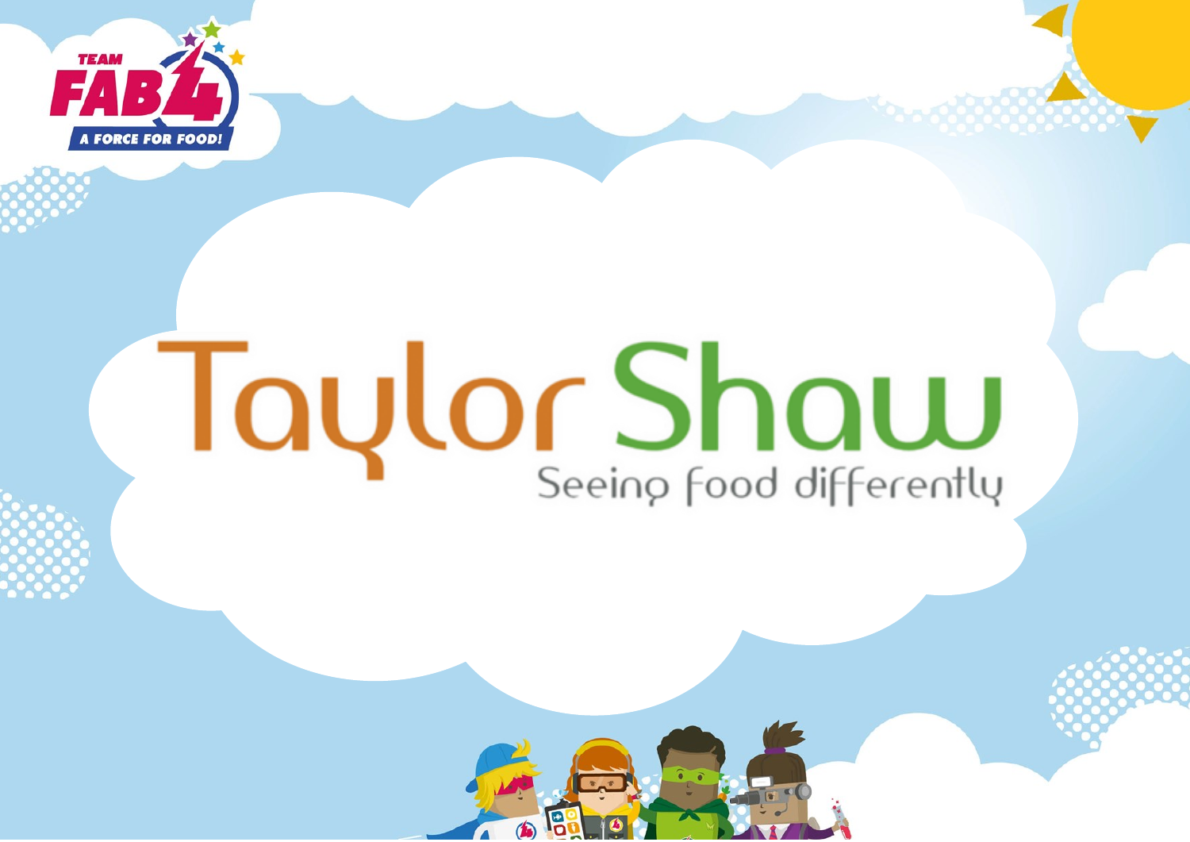TEAM FAB 4

A FORCE FOR FOOD!

# Taylor Shaw

Seeing food differently